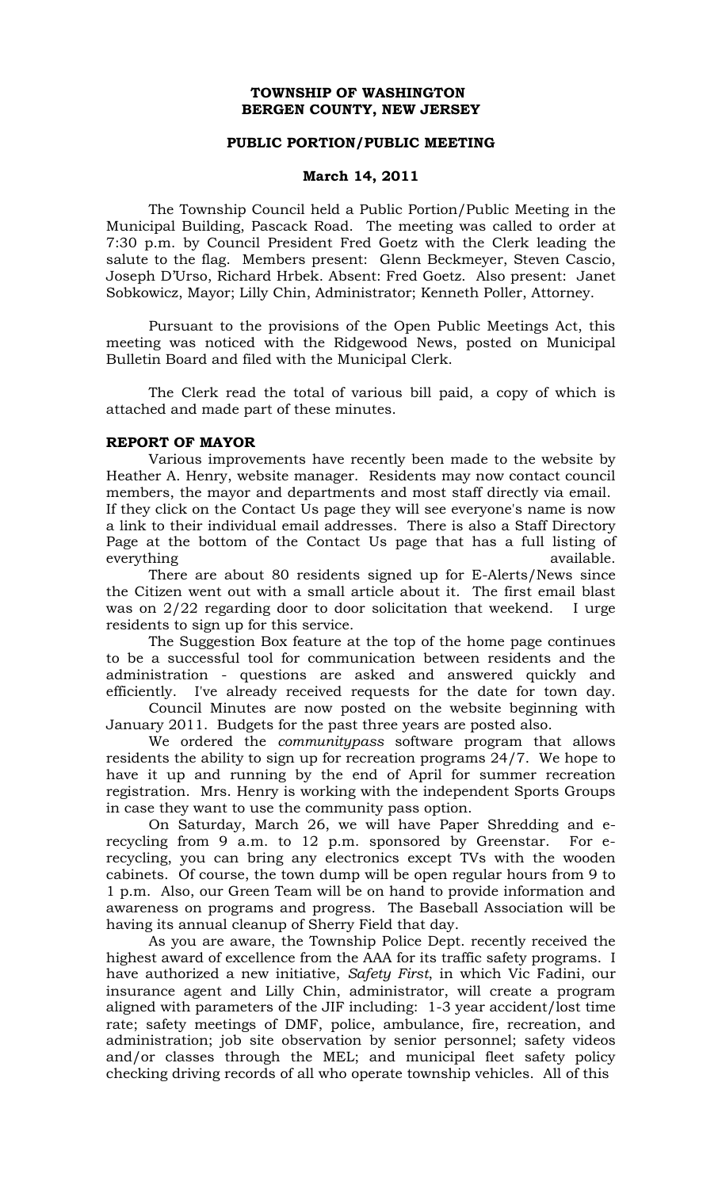**TOWNSHIP OF WASHINGTON**
**BERGEN COUNTY, NEW JERSEY**

**PUBLIC PORTION/PUBLIC MEETING**

**March 14, 2011**

The Township Council held a Public Portion/Public Meeting in the Municipal Building, Pascack Road. The meeting was called to order at 7:30 p.m. by Council President Fred Goetz with the Clerk leading the salute to the flag. Members present: Glenn Beckmeyer, Steven Cascio, Joseph D'Urso, Richard Hrbek. Absent: Fred Goetz. Also present: Janet Sobkowicz, Mayor; Lilly Chin, Administrator; Kenneth Poller, Attorney.

Pursuant to the provisions of the Open Public Meetings Act, this meeting was noticed with the Ridgewood News, posted on Municipal Bulletin Board and filed with the Municipal Clerk.

The Clerk read the total of various bill paid, a copy of which is attached and made part of these minutes.

**REPORT OF MAYOR**

Various improvements have recently been made to the website by Heather A. Henry, website manager. Residents may now contact council members, the mayor and departments and most staff directly via email. If they click on the Contact Us page they will see everyone's name is now a link to their individual email addresses. There is also a Staff Directory Page at the bottom of the Contact Us page that has a full listing of everything available.

There are about 80 residents signed up for E-Alerts/News since the Citizen went out with a small article about it. The first email blast was on 2/22 regarding door to door solicitation that weekend. I urge residents to sign up for this service.

The Suggestion Box feature at the top of the home page continues to be a successful tool for communication between residents and the administration - questions are asked and answered quickly and efficiently. I've already received requests for the date for town day.

Council Minutes are now posted on the website beginning with January 2011. Budgets for the past three years are posted also.

We ordered the *communitypass* software program that allows residents the ability to sign up for recreation programs 24/7. We hope to have it up and running by the end of April for summer recreation registration. Mrs. Henry is working with the independent Sports Groups in case they want to use the community pass option.

On Saturday, March 26, we will have Paper Shredding and e-recycling from 9 a.m. to 12 p.m. sponsored by Greenstar. For e-recycling, you can bring any electronics except TVs with the wooden cabinets. Of course, the town dump will be open regular hours from 9 to 1 p.m. Also, our Green Team will be on hand to provide information and awareness on programs and progress. The Baseball Association will be having its annual cleanup of Sherry Field that day.

As you are aware, the Township Police Dept. recently received the highest award of excellence from the AAA for its traffic safety programs. I have authorized a new initiative, *Safety First*, in which Vic Fadini, our insurance agent and Lilly Chin, administrator, will create a program aligned with parameters of the JIF including: 1-3 year accident/lost time rate; safety meetings of DMF, police, ambulance, fire, recreation, and administration; job site observation by senior personnel; safety videos and/or classes through the MEL; and municipal fleet safety policy checking driving records of all who operate township vehicles. All of this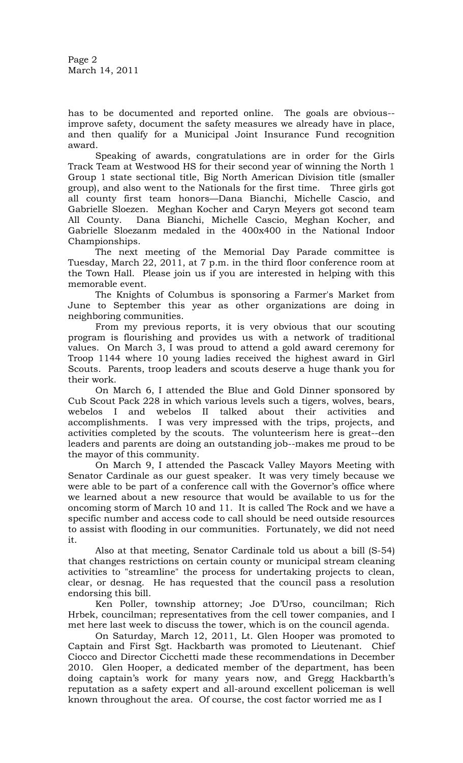has to be documented and reported online. The goals are obvious--improve safety, document the safety measures we already have in place, and then qualify for a Municipal Joint Insurance Fund recognition award.

Speaking of awards, congratulations are in order for the Girls Track Team at Westwood HS for their second year of winning the North 1 Group 1 state sectional title, Big North American Division title (smaller group), and also went to the Nationals for the first time. Three girls got all county first team honors—Dana Bianchi, Michelle Cascio, and Gabrielle Sloezen. Meghan Kocher and Caryn Meyers got second team All County. Dana Bianchi, Michelle Cascio, Meghan Kocher, and Gabrielle Sloezanm medaled in the 400x400 in the National Indoor Championships.

The next meeting of the Memorial Day Parade committee is Tuesday, March 22, 2011, at 7 p.m. in the third floor conference room at the Town Hall. Please join us if you are interested in helping with this memorable event.

The Knights of Columbus is sponsoring a Farmer's Market from June to September this year as other organizations are doing in neighboring communities.

From my previous reports, it is very obvious that our scouting program is flourishing and provides us with a network of traditional values. On March 3, I was proud to attend a gold award ceremony for Troop 1144 where 10 young ladies received the highest award in Girl Scouts. Parents, troop leaders and scouts deserve a huge thank you for their work.

On March 6, I attended the Blue and Gold Dinner sponsored by Cub Scout Pack 228 in which various levels such a tigers, wolves, bears, webelos I and webelos II talked about their activities and accomplishments. I was very impressed with the trips, projects, and activities completed by the scouts. The volunteerism here is great--den leaders and parents are doing an outstanding job--makes me proud to be the mayor of this community.

On March 9, I attended the Pascack Valley Mayors Meeting with Senator Cardinale as our guest speaker. It was very timely because we were able to be part of a conference call with the Governor's office where we learned about a new resource that would be available to us for the oncoming storm of March 10 and 11. It is called The Rock and we have a specific number and access code to call should be need outside resources to assist with flooding in our communities. Fortunately, we did not need it.

Also at that meeting, Senator Cardinale told us about a bill (S-54) that changes restrictions on certain county or municipal stream cleaning activities to "streamline" the process for undertaking projects to clean, clear, or desnag. He has requested that the council pass a resolution endorsing this bill.

Ken Poller, township attorney; Joe D'Urso, councilman; Rich Hrbek, councilman; representatives from the cell tower companies, and I met here last week to discuss the tower, which is on the council agenda.

On Saturday, March 12, 2011, Lt. Glen Hooper was promoted to Captain and First Sgt. Hackbarth was promoted to Lieutenant. Chief Ciocco and Director Cicchetti made these recommendations in December 2010. Glen Hooper, a dedicated member of the department, has been doing captain's work for many years now, and Gregg Hackbarth's reputation as a safety expert and all-around excellent policeman is well known throughout the area. Of course, the cost factor worried me as I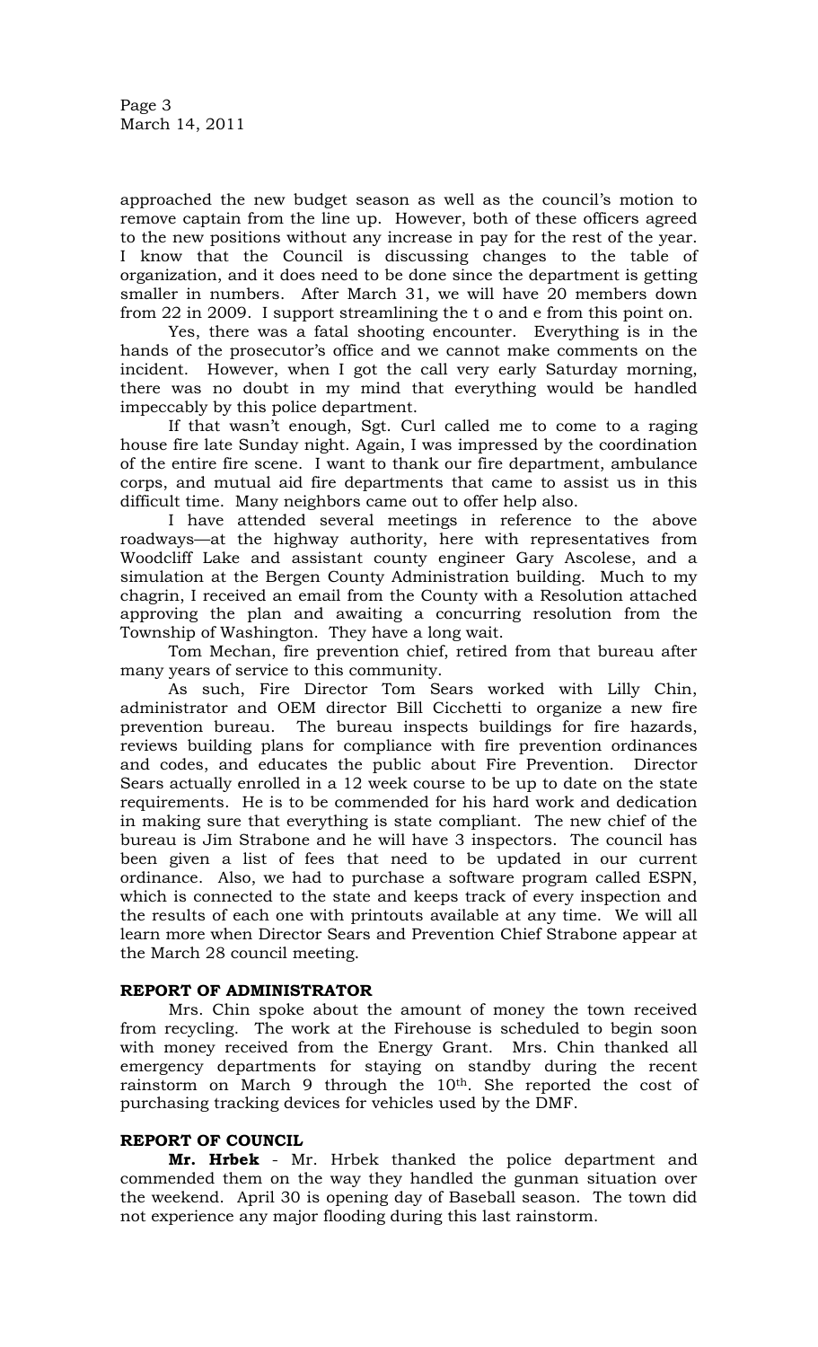approached the new budget season as well as the council's motion to remove captain from the line up. However, both of these officers agreed to the new positions without any increase in pay for the rest of the year. I know that the Council is discussing changes to the table of organization, and it does need to be done since the department is getting smaller in numbers. After March 31, we will have 20 members down from 22 in 2009. I support streamlining the t o and e from this point on.

Yes, there was a fatal shooting encounter. Everything is in the hands of the prosecutor's office and we cannot make comments on the incident. However, when I got the call very early Saturday morning, there was no doubt in my mind that everything would be handled impeccably by this police department.

If that wasn't enough, Sgt. Curl called me to come to a raging house fire late Sunday night. Again, I was impressed by the coordination of the entire fire scene. I want to thank our fire department, ambulance corps, and mutual aid fire departments that came to assist us in this difficult time. Many neighbors came out to offer help also.

I have attended several meetings in reference to the above roadways—at the highway authority, here with representatives from Woodcliff Lake and assistant county engineer Gary Ascolese, and a simulation at the Bergen County Administration building. Much to my chagrin, I received an email from the County with a Resolution attached approving the plan and awaiting a concurring resolution from the Township of Washington. They have a long wait.

Tom Mechan, fire prevention chief, retired from that bureau after many years of service to this community.

As such, Fire Director Tom Sears worked with Lilly Chin, administrator and OEM director Bill Cicchetti to organize a new fire prevention bureau. The bureau inspects buildings for fire hazards, reviews building plans for compliance with fire prevention ordinances and codes, and educates the public about Fire Prevention. Director Sears actually enrolled in a 12 week course to be up to date on the state requirements. He is to be commended for his hard work and dedication in making sure that everything is state compliant. The new chief of the bureau is Jim Strabone and he will have 3 inspectors. The council has been given a list of fees that need to be updated in our current ordinance. Also, we had to purchase a software program called ESPN, which is connected to the state and keeps track of every inspection and the results of each one with printouts available at any time. We will all learn more when Director Sears and Prevention Chief Strabone appear at the March 28 council meeting.

**REPORT OF ADMINISTRATOR**

Mrs. Chin spoke about the amount of money the town received from recycling. The work at the Firehouse is scheduled to begin soon with money received from the Energy Grant. Mrs. Chin thanked all emergency departments for staying on standby during the recent rainstorm on March 9 through the 10th. She reported the cost of purchasing tracking devices for vehicles used by the DMF.

**REPORT OF COUNCIL**

**Mr. Hrbek** - Mr. Hrbek thanked the police department and commended them on the way they handled the gunman situation over the weekend. April 30 is opening day of Baseball season. The town did not experience any major flooding during this last rainstorm.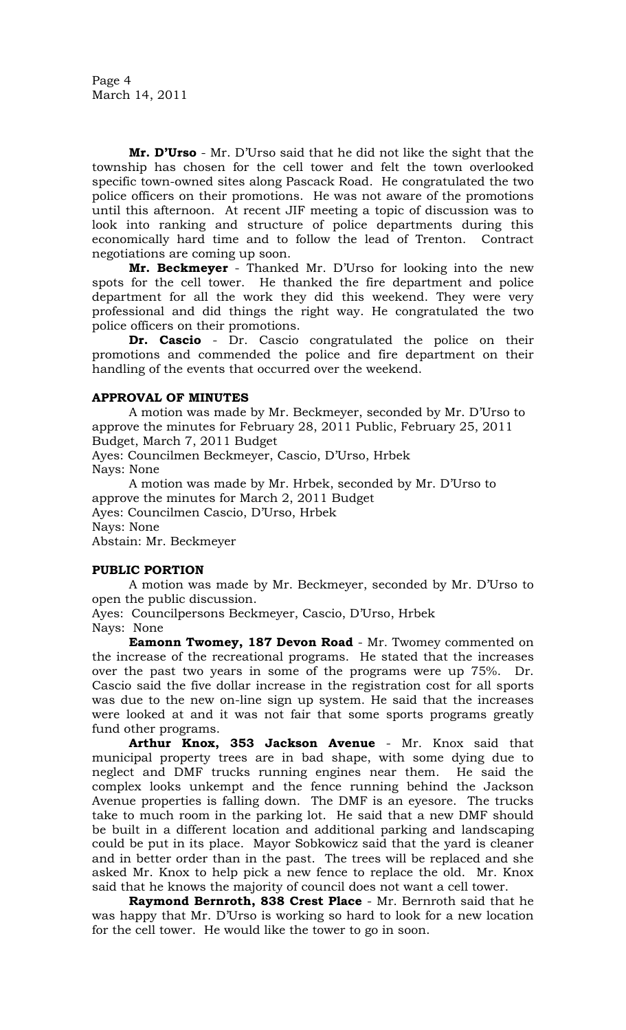**Mr. D'Urso** - Mr. D'Urso said that he did not like the sight that the township has chosen for the cell tower and felt the town overlooked specific town-owned sites along Pascack Road. He congratulated the two police officers on their promotions. He was not aware of the promotions until this afternoon. At recent JIF meeting a topic of discussion was to look into ranking and structure of police departments during this economically hard time and to follow the lead of Trenton. Contract negotiations are coming up soon.

**Mr. Beckmeyer** - Thanked Mr. D'Urso for looking into the new spots for the cell tower. He thanked the fire department and police department for all the work they did this weekend. They were very professional and did things the right way. He congratulated the two police officers on their promotions.

**Dr. Cascio** - Dr. Cascio congratulated the police on their promotions and commended the police and fire department on their handling of the events that occurred over the weekend.

**APPROVAL OF MINUTES**

A motion was made by Mr. Beckmeyer, seconded by Mr. D'Urso to approve the minutes for February 28, 2011 Public, February 25, 2011 Budget, March 7, 2011 Budget

Ayes: Councilmen Beckmeyer, Cascio, D'Urso, Hrbek
Nays: None

A motion was made by Mr. Hrbek, seconded by Mr. D'Urso to approve the minutes for March 2, 2011 Budget

Ayes: Councilmen Cascio, D'Urso, Hrbek
Nays: None
Abstain: Mr. Beckmeyer

**PUBLIC PORTION**

A motion was made by Mr. Beckmeyer, seconded by Mr. D'Urso to open the public discussion.

Ayes: Councilpersons Beckmeyer, Cascio, D'Urso, Hrbek
Nays: None

**Eamonn Twomey, 187 Devon Road** - Mr. Twomey commented on the increase of the recreational programs. He stated that the increases over the past two years in some of the programs were up 75%. Dr. Cascio said the five dollar increase in the registration cost for all sports was due to the new on-line sign up system. He said that the increases were looked at and it was not fair that some sports programs greatly fund other programs.

**Arthur Knox, 353 Jackson Avenue** - Mr. Knox said that municipal property trees are in bad shape, with some dying due to neglect and DMF trucks running engines near them. He said the complex looks unkempt and the fence running behind the Jackson Avenue properties is falling down. The DMF is an eyesore. The trucks take to much room in the parking lot. He said that a new DMF should be built in a different location and additional parking and landscaping could be put in its place. Mayor Sobkowicz said that the yard is cleaner and in better order than in the past. The trees will be replaced and she asked Mr. Knox to help pick a new fence to replace the old. Mr. Knox said that he knows the majority of council does not want a cell tower.

**Raymond Bernroth, 838 Crest Place** - Mr. Bernroth said that he was happy that Mr. D'Urso is working so hard to look for a new location for the cell tower. He would like the tower to go in soon.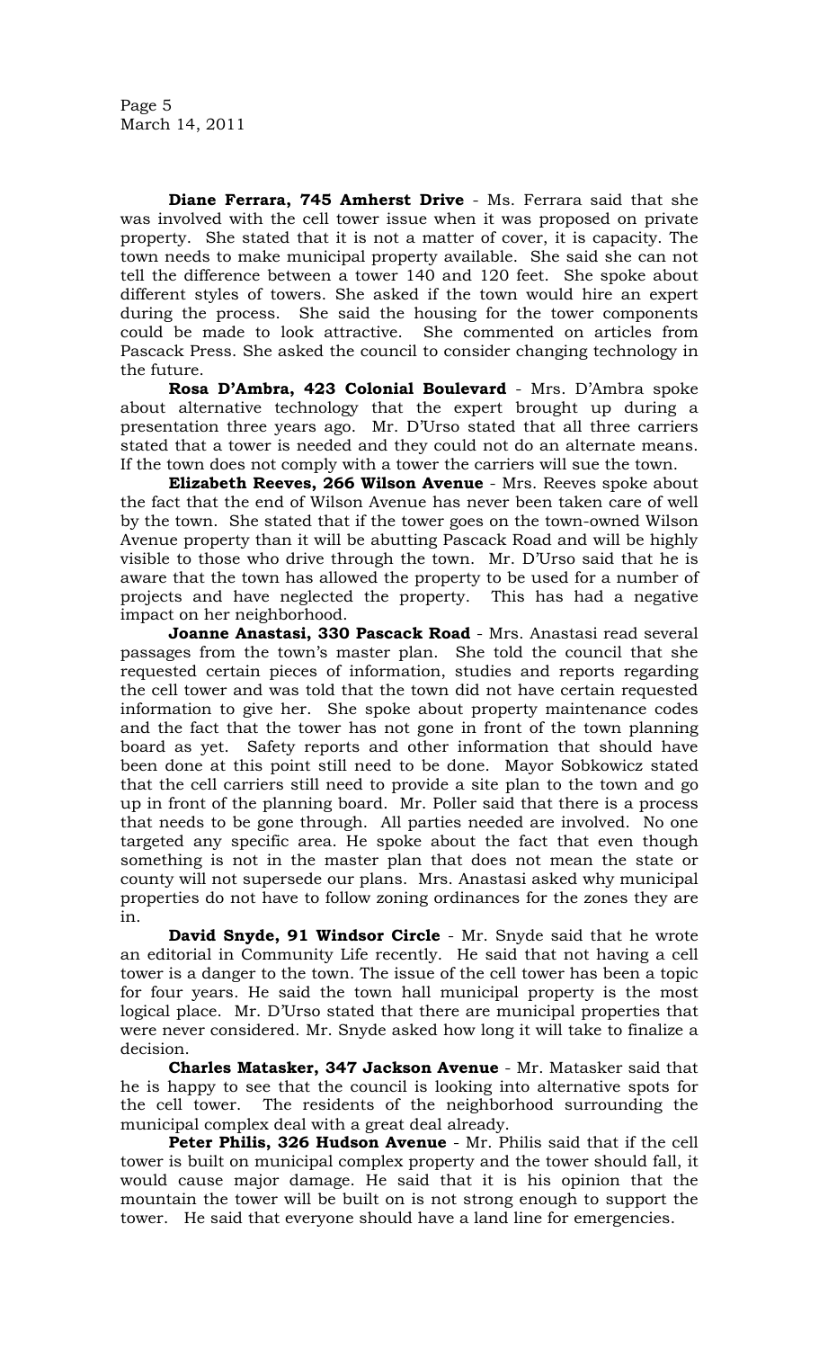**Diane Ferrara, 745 Amherst Drive** - Ms. Ferrara said that she was involved with the cell tower issue when it was proposed on private property. She stated that it is not a matter of cover, it is capacity. The town needs to make municipal property available. She said she can not tell the difference between a tower 140 and 120 feet. She spoke about different styles of towers. She asked if the town would hire an expert during the process. She said the housing for the tower components could be made to look attractive. She commented on articles from Pascack Press. She asked the council to consider changing technology in the future.

**Rosa D'Ambra, 423 Colonial Boulevard** - Mrs. D'Ambra spoke about alternative technology that the expert brought up during a presentation three years ago. Mr. D'Urso stated that all three carriers stated that a tower is needed and they could not do an alternate means. If the town does not comply with a tower the carriers will sue the town.

**Elizabeth Reeves, 266 Wilson Avenue** - Mrs. Reeves spoke about the fact that the end of Wilson Avenue has never been taken care of well by the town. She stated that if the tower goes on the town-owned Wilson Avenue property than it will be abutting Pascack Road and will be highly visible to those who drive through the town. Mr. D'Urso said that he is aware that the town has allowed the property to be used for a number of projects and have neglected the property. This has had a negative impact on her neighborhood.

**Joanne Anastasi, 330 Pascack Road** - Mrs. Anastasi read several passages from the town's master plan. She told the council that she requested certain pieces of information, studies and reports regarding the cell tower and was told that the town did not have certain requested information to give her. She spoke about property maintenance codes and the fact that the tower has not gone in front of the town planning board as yet. Safety reports and other information that should have been done at this point still need to be done. Mayor Sobkowicz stated that the cell carriers still need to provide a site plan to the town and go up in front of the planning board. Mr. Poller said that there is a process that needs to be gone through. All parties needed are involved. No one targeted any specific area. He spoke about the fact that even though something is not in the master plan that does not mean the state or county will not supersede our plans. Mrs. Anastasi asked why municipal properties do not have to follow zoning ordinances for the zones they are in.

**David Snyde, 91 Windsor Circle** - Mr. Snyde said that he wrote an editorial in Community Life recently. He said that not having a cell tower is a danger to the town. The issue of the cell tower has been a topic for four years. He said the town hall municipal property is the most logical place. Mr. D'Urso stated that there are municipal properties that were never considered. Mr. Snyde asked how long it will take to finalize a decision.

**Charles Matasker, 347 Jackson Avenue** - Mr. Matasker said that he is happy to see that the council is looking into alternative spots for the cell tower. The residents of the neighborhood surrounding the municipal complex deal with a great deal already.

**Peter Philis, 326 Hudson Avenue** - Mr. Philis said that if the cell tower is built on municipal complex property and the tower should fall, it would cause major damage. He said that it is his opinion that the mountain the tower will be built on is not strong enough to support the tower. He said that everyone should have a land line for emergencies.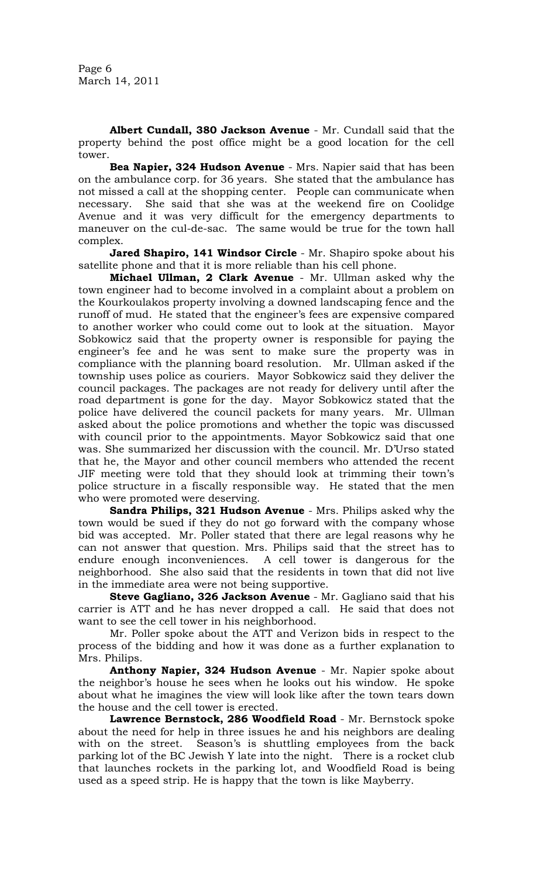**Albert Cundall, 380 Jackson Avenue** - Mr. Cundall said that the property behind the post office might be a good location for the cell tower.

**Bea Napier, 324 Hudson Avenue** - Mrs. Napier said that has been on the ambulance corp. for 36 years. She stated that the ambulance has not missed a call at the shopping center. People can communicate when necessary. She said that she was at the weekend fire on Coolidge Avenue and it was very difficult for the emergency departments to maneuver on the cul-de-sac. The same would be true for the town hall complex.

**Jared Shapiro, 141 Windsor Circle** - Mr. Shapiro spoke about his satellite phone and that it is more reliable than his cell phone.

**Michael Ullman, 2 Clark Avenue** - Mr. Ullman asked why the town engineer had to become involved in a complaint about a problem on the Kourkoulakos property involving a downed landscaping fence and the runoff of mud. He stated that the engineer's fees are expensive compared to another worker who could come out to look at the situation. Mayor Sobkowicz said that the property owner is responsible for paying the engineer's fee and he was sent to make sure the property was in compliance with the planning board resolution. Mr. Ullman asked if the township uses police as couriers. Mayor Sobkowicz said they deliver the council packages. The packages are not ready for delivery until after the road department is gone for the day. Mayor Sobkowicz stated that the police have delivered the council packets for many years. Mr. Ullman asked about the police promotions and whether the topic was discussed with council prior to the appointments. Mayor Sobkowicz said that one was. She summarized her discussion with the council. Mr. D'Urso stated that he, the Mayor and other council members who attended the recent JIF meeting were told that they should look at trimming their town's police structure in a fiscally responsible way. He stated that the men who were promoted were deserving.

**Sandra Philips, 321 Hudson Avenue** - Mrs. Philips asked why the town would be sued if they do not go forward with the company whose bid was accepted. Mr. Poller stated that there are legal reasons why he can not answer that question. Mrs. Philips said that the street has to endure enough inconveniences. A cell tower is dangerous for the neighborhood. She also said that the residents in town that did not live in the immediate area were not being supportive.

**Steve Gagliano, 326 Jackson Avenue** - Mr. Gagliano said that his carrier is ATT and he has never dropped a call. He said that does not want to see the cell tower in his neighborhood.

Mr. Poller spoke about the ATT and Verizon bids in respect to the process of the bidding and how it was done as a further explanation to Mrs. Philips.

**Anthony Napier, 324 Hudson Avenue** - Mr. Napier spoke about the neighbor's house he sees when he looks out his window. He spoke about what he imagines the view will look like after the town tears down the house and the cell tower is erected.

**Lawrence Bernstock, 286 Woodfield Road** - Mr. Bernstock spoke about the need for help in three issues he and his neighbors are dealing with on the street. Season's is shuttling employees from the back parking lot of the BC Jewish Y late into the night. There is a rocket club that launches rockets in the parking lot, and Woodfield Road is being used as a speed strip. He is happy that the town is like Mayberry.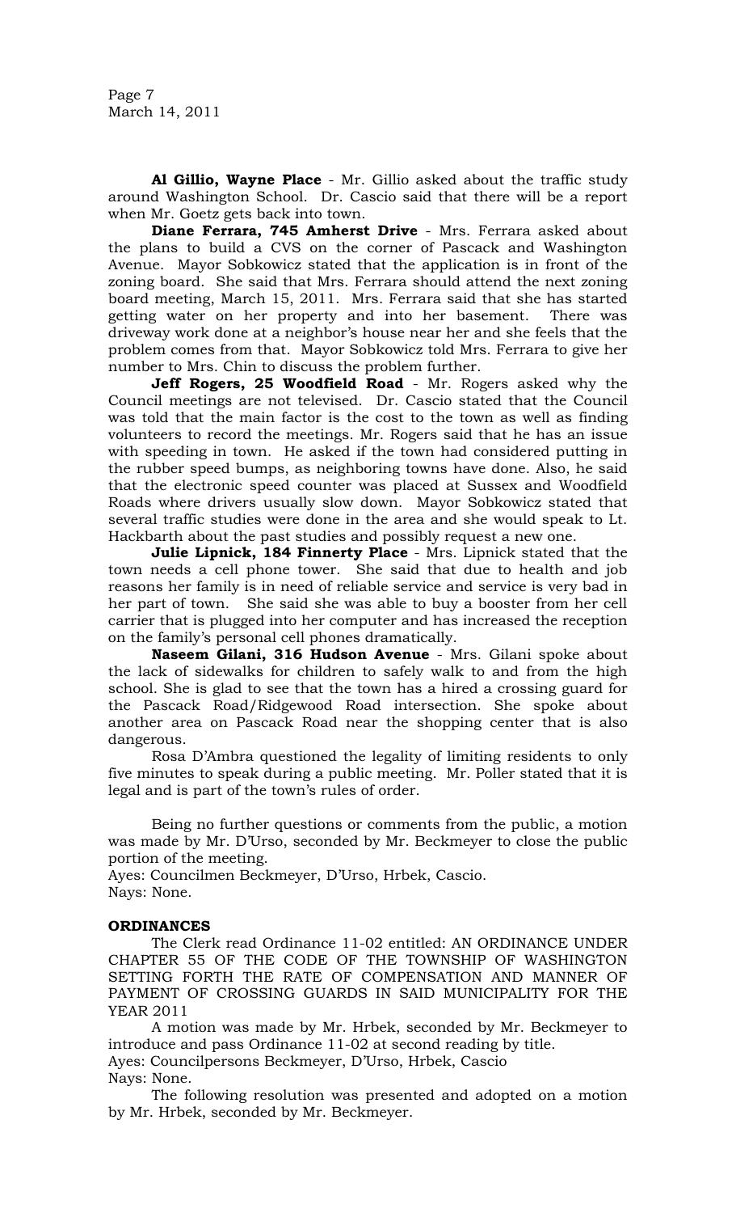**Al Gillio, Wayne Place** - Mr. Gillio asked about the traffic study around Washington School. Dr. Cascio said that there will be a report when Mr. Goetz gets back into town.

**Diane Ferrara, 745 Amherst Drive** - Mrs. Ferrara asked about the plans to build a CVS on the corner of Pascack and Washington Avenue. Mayor Sobkowicz stated that the application is in front of the zoning board. She said that Mrs. Ferrara should attend the next zoning board meeting, March 15, 2011. Mrs. Ferrara said that she has started getting water on her property and into her basement. There was driveway work done at a neighbor's house near her and she feels that the problem comes from that. Mayor Sobkowicz told Mrs. Ferrara to give her number to Mrs. Chin to discuss the problem further.

**Jeff Rogers, 25 Woodfield Road** - Mr. Rogers asked why the Council meetings are not televised. Dr. Cascio stated that the Council was told that the main factor is the cost to the town as well as finding volunteers to record the meetings. Mr. Rogers said that he has an issue with speeding in town. He asked if the town had considered putting in the rubber speed bumps, as neighboring towns have done. Also, he said that the electronic speed counter was placed at Sussex and Woodfield Roads where drivers usually slow down. Mayor Sobkowicz stated that several traffic studies were done in the area and she would speak to Lt. Hackbarth about the past studies and possibly request a new one.

**Julie Lipnick, 184 Finnerty Place** - Mrs. Lipnick stated that the town needs a cell phone tower. She said that due to health and job reasons her family is in need of reliable service and service is very bad in her part of town. She said she was able to buy a booster from her cell carrier that is plugged into her computer and has increased the reception on the family's personal cell phones dramatically.

**Naseem Gilani, 316 Hudson Avenue** - Mrs. Gilani spoke about the lack of sidewalks for children to safely walk to and from the high school. She is glad to see that the town has a hired a crossing guard for the Pascack Road/Ridgewood Road intersection. She spoke about another area on Pascack Road near the shopping center that is also dangerous.

Rosa D'Ambra questioned the legality of limiting residents to only five minutes to speak during a public meeting. Mr. Poller stated that it is legal and is part of the town's rules of order.

Being no further questions or comments from the public, a motion was made by Mr. D'Urso, seconded by Mr. Beckmeyer to close the public portion of the meeting.

Ayes: Councilmen Beckmeyer, D'Urso, Hrbek, Cascio.
Nays: None.

**ORDINANCES**

The Clerk read Ordinance 11-02 entitled: AN ORDINANCE UNDER CHAPTER 55 OF THE CODE OF THE TOWNSHIP OF WASHINGTON SETTING FORTH THE RATE OF COMPENSATION AND MANNER OF PAYMENT OF CROSSING GUARDS IN SAID MUNICIPALITY FOR THE YEAR 2011

A motion was made by Mr. Hrbek, seconded by Mr. Beckmeyer to introduce and pass Ordinance 11-02 at second reading by title.

Ayes: Councilpersons Beckmeyer, D'Urso, Hrbek, Cascio
Nays: None.

The following resolution was presented and adopted on a motion by Mr. Hrbek, seconded by Mr. Beckmeyer.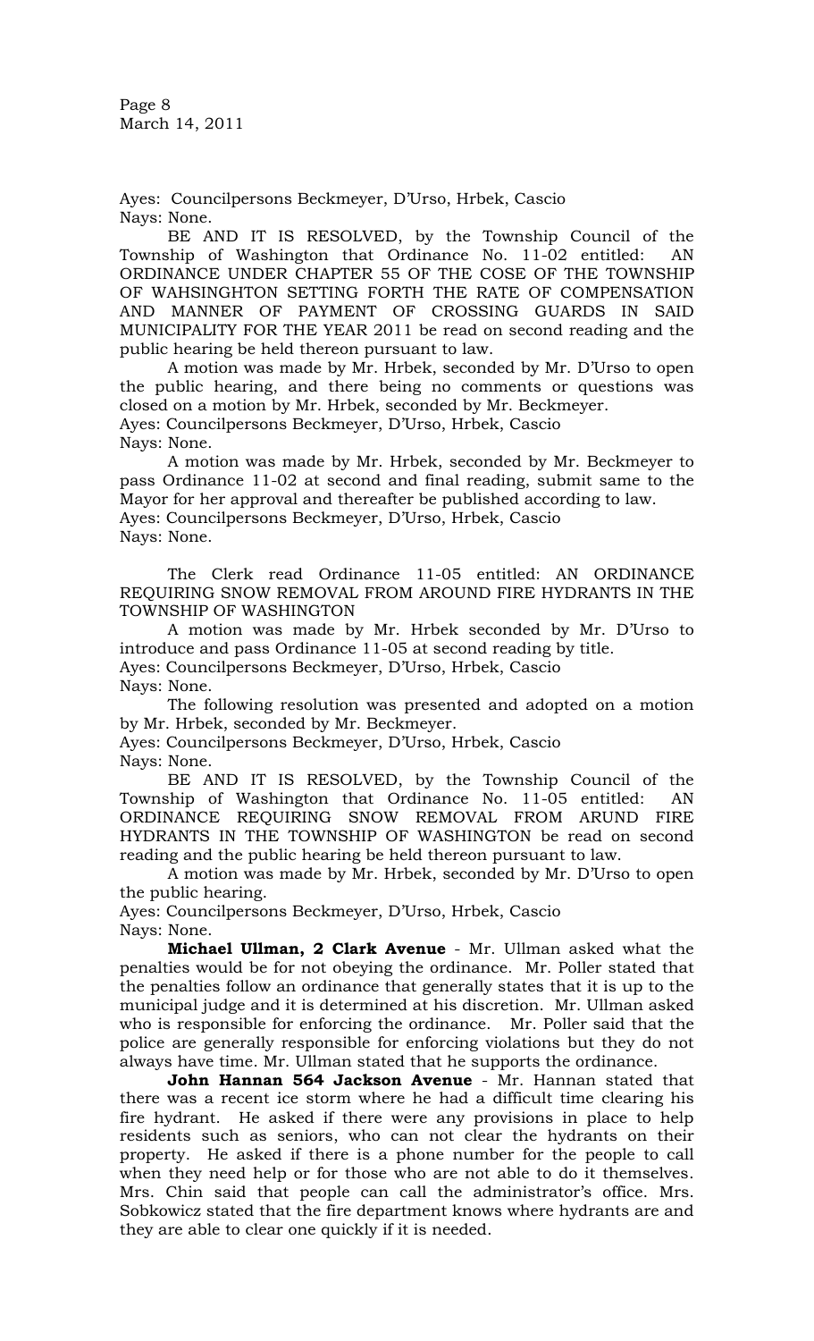Ayes: Councilpersons Beckmeyer, D'Urso, Hrbek, Cascio
Nays: None.

BE AND IT IS RESOLVED, by the Township Council of the Township of Washington that Ordinance No. 11-02 entitled: AN ORDINANCE UNDER CHAPTER 55 OF THE COSE OF THE TOWNSHIP OF WAHSINGHTON SETTING FORTH THE RATE OF COMPENSATION AND MANNER OF PAYMENT OF CROSSING GUARDS IN SAID MUNICIPALITY FOR THE YEAR 2011 be read on second reading and the public hearing be held thereon pursuant to law.

A motion was made by Mr. Hrbek, seconded by Mr. D'Urso to open the public hearing, and there being no comments or questions was closed on a motion by Mr. Hrbek, seconded by Mr. Beckmeyer.
Ayes: Councilpersons Beckmeyer, D'Urso, Hrbek, Cascio
Nays: None.

A motion was made by Mr. Hrbek, seconded by Mr. Beckmeyer to pass Ordinance 11-02 at second and final reading, submit same to the Mayor for her approval and thereafter be published according to law.
Ayes: Councilpersons Beckmeyer, D'Urso, Hrbek, Cascio
Nays: None.

The Clerk read Ordinance 11-05 entitled: AN ORDINANCE REQUIRING SNOW REMOVAL FROM AROUND FIRE HYDRANTS IN THE TOWNSHIP OF WASHINGTON

A motion was made by Mr. Hrbek seconded by Mr. D'Urso to introduce and pass Ordinance 11-05 at second reading by title.
Ayes: Councilpersons Beckmeyer, D'Urso, Hrbek, Cascio
Nays: None.

The following resolution was presented and adopted on a motion by Mr. Hrbek, seconded by Mr. Beckmeyer.
Ayes: Councilpersons Beckmeyer, D'Urso, Hrbek, Cascio
Nays: None.

BE AND IT IS RESOLVED, by the Township Council of the Township of Washington that Ordinance No. 11-05 entitled: AN ORDINANCE REQUIRING SNOW REMOVAL FROM ARUND FIRE HYDRANTS IN THE TOWNSHIP OF WASHINGTON be read on second reading and the public hearing be held thereon pursuant to law.

A motion was made by Mr. Hrbek, seconded by Mr. D'Urso to open the public hearing.
Ayes: Councilpersons Beckmeyer, D'Urso, Hrbek, Cascio
Nays: None.

**Michael Ullman, 2 Clark Avenue** - Mr. Ullman asked what the penalties would be for not obeying the ordinance. Mr. Poller stated that the penalties follow an ordinance that generally states that it is up to the municipal judge and it is determined at his discretion. Mr. Ullman asked who is responsible for enforcing the ordinance. Mr. Poller said that the police are generally responsible for enforcing violations but they do not always have time. Mr. Ullman stated that he supports the ordinance.

**John Hannan 564 Jackson Avenue** - Mr. Hannan stated that there was a recent ice storm where he had a difficult time clearing his fire hydrant. He asked if there were any provisions in place to help residents such as seniors, who can not clear the hydrants on their property. He asked if there is a phone number for the people to call when they need help or for those who are not able to do it themselves. Mrs. Chin said that people can call the administrator's office. Mrs. Sobkowicz stated that the fire department knows where hydrants are and they are able to clear one quickly if it is needed.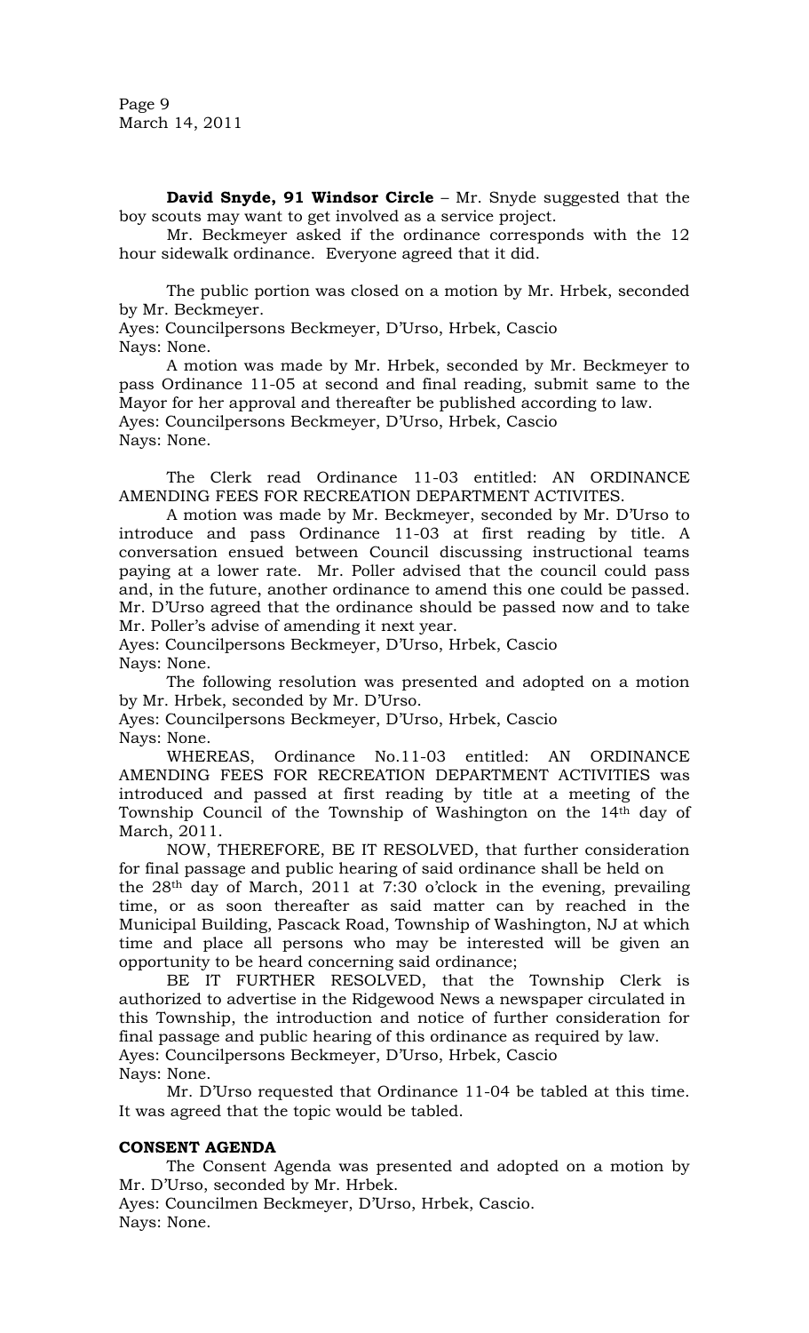**David Snyde, 91 Windsor Circle** – Mr. Snyde suggested that the boy scouts may want to get involved as a service project.

Mr. Beckmeyer asked if the ordinance corresponds with the 12 hour sidewalk ordinance. Everyone agreed that it did.

The public portion was closed on a motion by Mr. Hrbek, seconded by Mr. Beckmeyer.
Ayes: Councilpersons Beckmeyer, D'Urso, Hrbek, Cascio
Nays: None.

A motion was made by Mr. Hrbek, seconded by Mr. Beckmeyer to pass Ordinance 11-05 at second and final reading, submit same to the Mayor for her approval and thereafter be published according to law.
Ayes: Councilpersons Beckmeyer, D'Urso, Hrbek, Cascio
Nays: None.

The Clerk read Ordinance 11-03 entitled: AN ORDINANCE AMENDING FEES FOR RECREATION DEPARTMENT ACTIVITES.

A motion was made by Mr. Beckmeyer, seconded by Mr. D'Urso to introduce and pass Ordinance 11-03 at first reading by title. A conversation ensued between Council discussing instructional teams paying at a lower rate. Mr. Poller advised that the council could pass and, in the future, another ordinance to amend this one could be passed. Mr. D'Urso agreed that the ordinance should be passed now and to take Mr. Poller's advise of amending it next year.
Ayes: Councilpersons Beckmeyer, D'Urso, Hrbek, Cascio
Nays: None.

The following resolution was presented and adopted on a motion by Mr. Hrbek, seconded by Mr. D'Urso.
Ayes: Councilpersons Beckmeyer, D'Urso, Hrbek, Cascio
Nays: None.

WHEREAS, Ordinance No.11-03 entitled: AN ORDINANCE AMENDING FEES FOR RECREATION DEPARTMENT ACTIVITIES was introduced and passed at first reading by title at a meeting of the Township Council of the Township of Washington on the 14th day of March, 2011.

NOW, THEREFORE, BE IT RESOLVED, that further consideration for final passage and public hearing of said ordinance shall be held on the 28th day of March, 2011 at 7:30 o'clock in the evening, prevailing time, or as soon thereafter as said matter can by reached in the Municipal Building, Pascack Road, Township of Washington, NJ at which time and place all persons who may be interested will be given an opportunity to be heard concerning said ordinance;

BE IT FURTHER RESOLVED, that the Township Clerk is authorized to advertise in the Ridgewood News a newspaper circulated in this Township, the introduction and notice of further consideration for final passage and public hearing of this ordinance as required by law.
Ayes: Councilpersons Beckmeyer, D'Urso, Hrbek, Cascio
Nays: None.

Mr. D'Urso requested that Ordinance 11-04 be tabled at this time. It was agreed that the topic would be tabled.

**CONSENT AGENDA**

The Consent Agenda was presented and adopted on a motion by Mr. D'Urso, seconded by Mr. Hrbek.
Ayes: Councilmen Beckmeyer, D'Urso, Hrbek, Cascio.
Nays: None.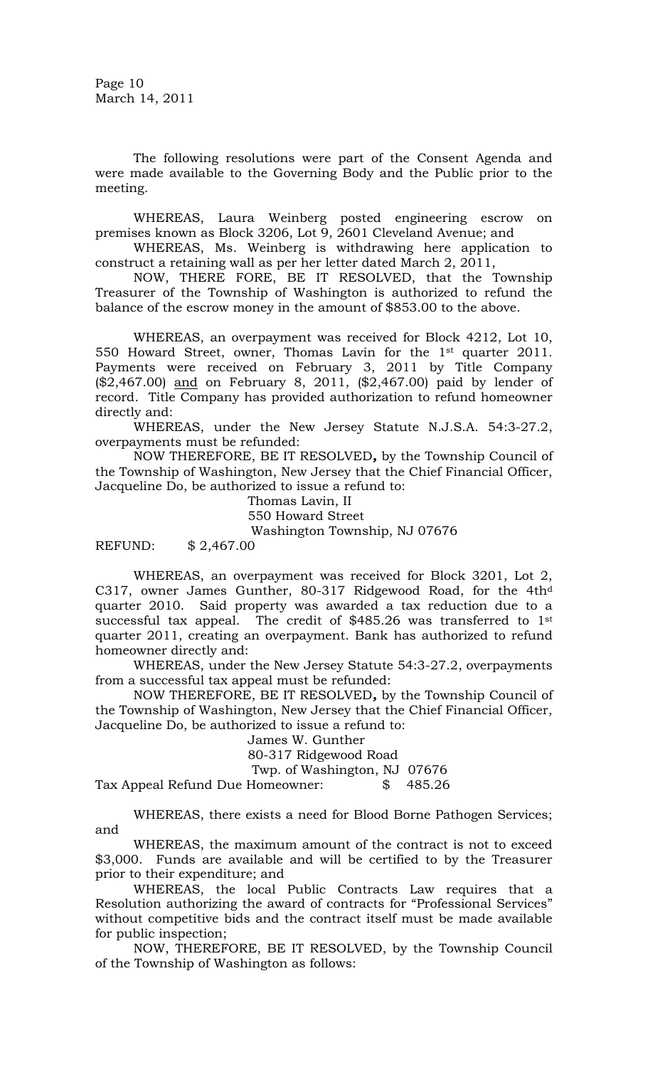The following resolutions were part of the Consent Agenda and were made available to the Governing Body and the Public prior to the meeting.

WHEREAS, Laura Weinberg posted engineering escrow on premises known as Block 3206, Lot 9, 2601 Cleveland Avenue; and

WHEREAS, Ms. Weinberg is withdrawing here application to construct a retaining wall as per her letter dated March 2, 2011,

NOW, THERE FORE, BE IT RESOLVED, that the Township Treasurer of the Township of Washington is authorized to refund the balance of the escrow money in the amount of $853.00 to the above.

WHEREAS, an overpayment was received for Block 4212, Lot 10, 550 Howard Street, owner, Thomas Lavin for the 1st quarter 2011. Payments were received on February 3, 2011 by Title Company ($2,467.00) and on February 8, 2011, ($2,467.00) paid by lender of record. Title Company has provided authorization to refund homeowner directly and:

WHEREAS, under the New Jersey Statute N.J.S.A. 54:3-27.2, overpayments must be refunded:

NOW THEREFORE, BE IT RESOLVED**,** by the Township Council of the Township of Washington, New Jersey that the Chief Financial Officer, Jacqueline Do, be authorized to issue a refund to:

Thomas Lavin, II
550 Howard Street
Washington Township, NJ 07676

REFUND: $ 2,467.00

WHEREAS, an overpayment was received for Block 3201, Lot 2, C317, owner James Gunther, 80-317 Ridgewood Road, for the 4thd quarter 2010. Said property was awarded a tax reduction due to a successful tax appeal. The credit of $485.26 was transferred to 1st quarter 2011, creating an overpayment. Bank has authorized to refund homeowner directly and:

WHEREAS, under the New Jersey Statute 54:3-27.2, overpayments from a successful tax appeal must be refunded:

NOW THEREFORE, BE IT RESOLVED**,** by the Township Council of the Township of Washington, New Jersey that the Chief Financial Officer, Jacqueline Do, be authorized to issue a refund to:

James W. Gunther
80-317 Ridgewood Road
Twp. of Washington, NJ 07676

Tax Appeal Refund Due Homeowner: $ 485.26

WHEREAS, there exists a need for Blood Borne Pathogen Services; and

WHEREAS, the maximum amount of the contract is not to exceed $3,000. Funds are available and will be certified to by the Treasurer prior to their expenditure; and

WHEREAS, the local Public Contracts Law requires that a Resolution authorizing the award of contracts for "Professional Services" without competitive bids and the contract itself must be made available for public inspection;

NOW, THEREFORE, BE IT RESOLVED, by the Township Council of the Township of Washington as follows: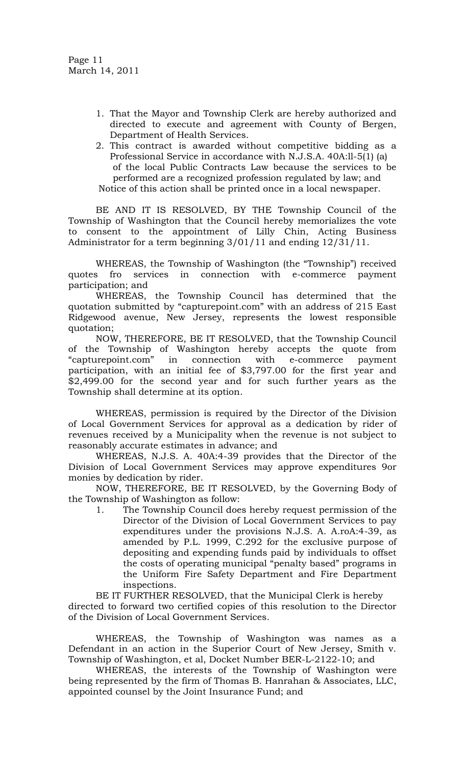1. That the Mayor and Township Clerk are hereby authorized and directed to execute and agreement with County of Bergen, Department of Health Services.
2. This contract is awarded without competitive bidding as a Professional Service in accordance with N.J.S.A. 40A:ll-5(1) (a) of the local Public Contracts Law because the services to be performed are a recognized profession regulated by law; and

Notice of this action shall be printed once in a local newspaper.

BE AND IT IS RESOLVED, BY THE Township Council of the Township of Washington that the Council hereby memorializes the vote to consent to the appointment of Lilly Chin, Acting Business Administrator for a term beginning 3/01/11 and ending 12/31/11.

WHEREAS, the Township of Washington (the "Township") received quotes fro services in connection with e-commerce payment participation; and

WHEREAS, the Township Council has determined that the quotation submitted by "capturepoint.com" with an address of 215 East Ridgewood avenue, New Jersey, represents the lowest responsible quotation;

NOW, THEREFORE, BE IT RESOLVED, that the Township Council of the Township of Washington hereby accepts the quote from "capturepoint.com" in connection with e-commerce payment participation, with an initial fee of $3,797.00 for the first year and $2,499.00 for the second year and for such further years as the Township shall determine at its option.

WHEREAS, permission is required by the Director of the Division of Local Government Services for approval as a dedication by rider of revenues received by a Municipality when the revenue is not subject to reasonably accurate estimates in advance; and

WHEREAS, N.J.S. A. 40A:4-39 provides that the Director of the Division of Local Government Services may approve expenditures 9or monies by dedication by rider.

NOW, THEREFORE, BE IT RESOLVED, by the Governing Body of the Township of Washington as follow:

1. The Township Council does hereby request permission of the Director of the Division of Local Government Services to pay expenditures under the provisions N.J.S. A. A.roA:4-39, as amended by P.L. 1999, C.292 for the exclusive purpose of depositing and expending funds paid by individuals to offset the costs of operating municipal "penalty based" programs in the Uniform Fire Safety Department and Fire Department inspections.

BE IT FURTHER RESOLVED, that the Municipal Clerk is hereby directed to forward two certified copies of this resolution to the Director of the Division of Local Government Services.

WHEREAS, the Township of Washington was names as a Defendant in an action in the Superior Court of New Jersey, Smith v. Township of Washington, et al, Docket Number BER-L-2122-10; and

WHEREAS, the interests of the Township of Washington were being represented by the firm of Thomas B. Hanrahan & Associates, LLC, appointed counsel by the Joint Insurance Fund; and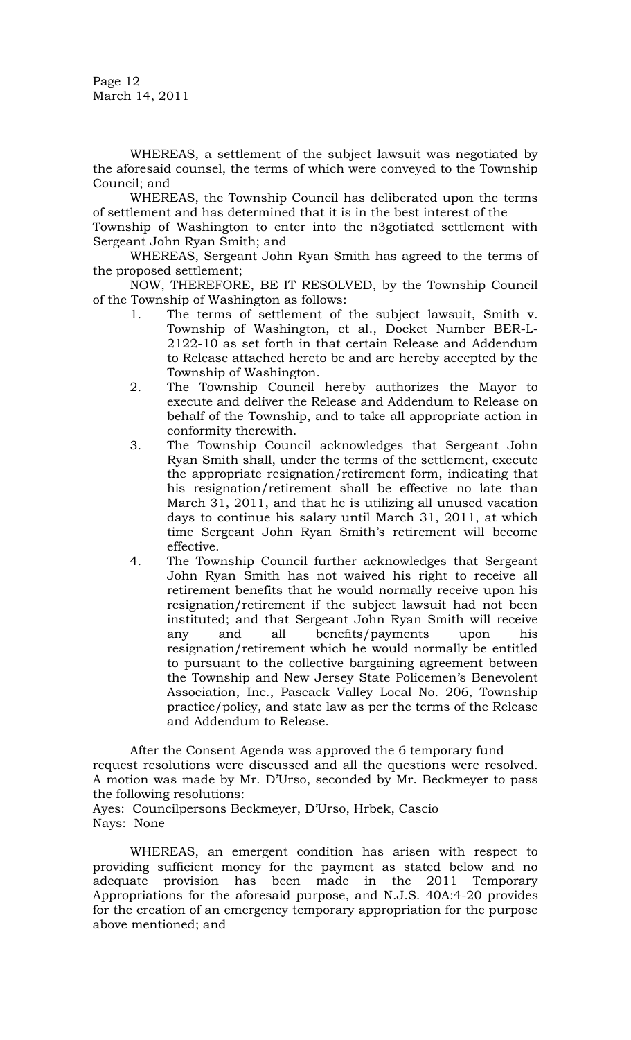WHEREAS, a settlement of the subject lawsuit was negotiated by the aforesaid counsel, the terms of which were conveyed to the Township Council; and

WHEREAS, the Township Council has deliberated upon the terms of settlement and has determined that it is in the best interest of the Township of Washington to enter into the n3gotiated settlement with Sergeant John Ryan Smith; and

WHEREAS, Sergeant John Ryan Smith has agreed to the terms of the proposed settlement;

NOW, THEREFORE, BE IT RESOLVED, by the Township Council of the Township of Washington as follows:

1. The terms of settlement of the subject lawsuit, Smith v. Township of Washington, et al., Docket Number BER-L-2122-10 as set forth in that certain Release and Addendum to Release attached hereto be and are hereby accepted by the Township of Washington.
2. The Township Council hereby authorizes the Mayor to execute and deliver the Release and Addendum to Release on behalf of the Township, and to take all appropriate action in conformity therewith.
3. The Township Council acknowledges that Sergeant John Ryan Smith shall, under the terms of the settlement, execute the appropriate resignation/retirement form, indicating that his resignation/retirement shall be effective no late than March 31, 2011, and that he is utilizing all unused vacation days to continue his salary until March 31, 2011, at which time Sergeant John Ryan Smith's retirement will become effective.
4. The Township Council further acknowledges that Sergeant John Ryan Smith has not waived his right to receive all retirement benefits that he would normally receive upon his resignation/retirement if the subject lawsuit had not been instituted; and that Sergeant John Ryan Smith will receive any and all benefits/payments upon his resignation/retirement which he would normally be entitled to pursuant to the collective bargaining agreement between the Township and New Jersey State Policemen's Benevolent Association, Inc., Pascack Valley Local No. 206, Township practice/policy, and state law as per the terms of the Release and Addendum to Release.

After the Consent Agenda was approved the 6 temporary fund request resolutions were discussed and all the questions were resolved. A motion was made by Mr. D'Urso, seconded by Mr. Beckmeyer to pass the following resolutions:

Ayes: Councilpersons Beckmeyer, D'Urso, Hrbek, Cascio
Nays: None

WHEREAS, an emergent condition has arisen with respect to providing sufficient money for the payment as stated below and no adequate provision has been made in the 2011 Temporary Appropriations for the aforesaid purpose, and N.J.S. 40A:4-20 provides for the creation of an emergency temporary appropriation for the purpose above mentioned; and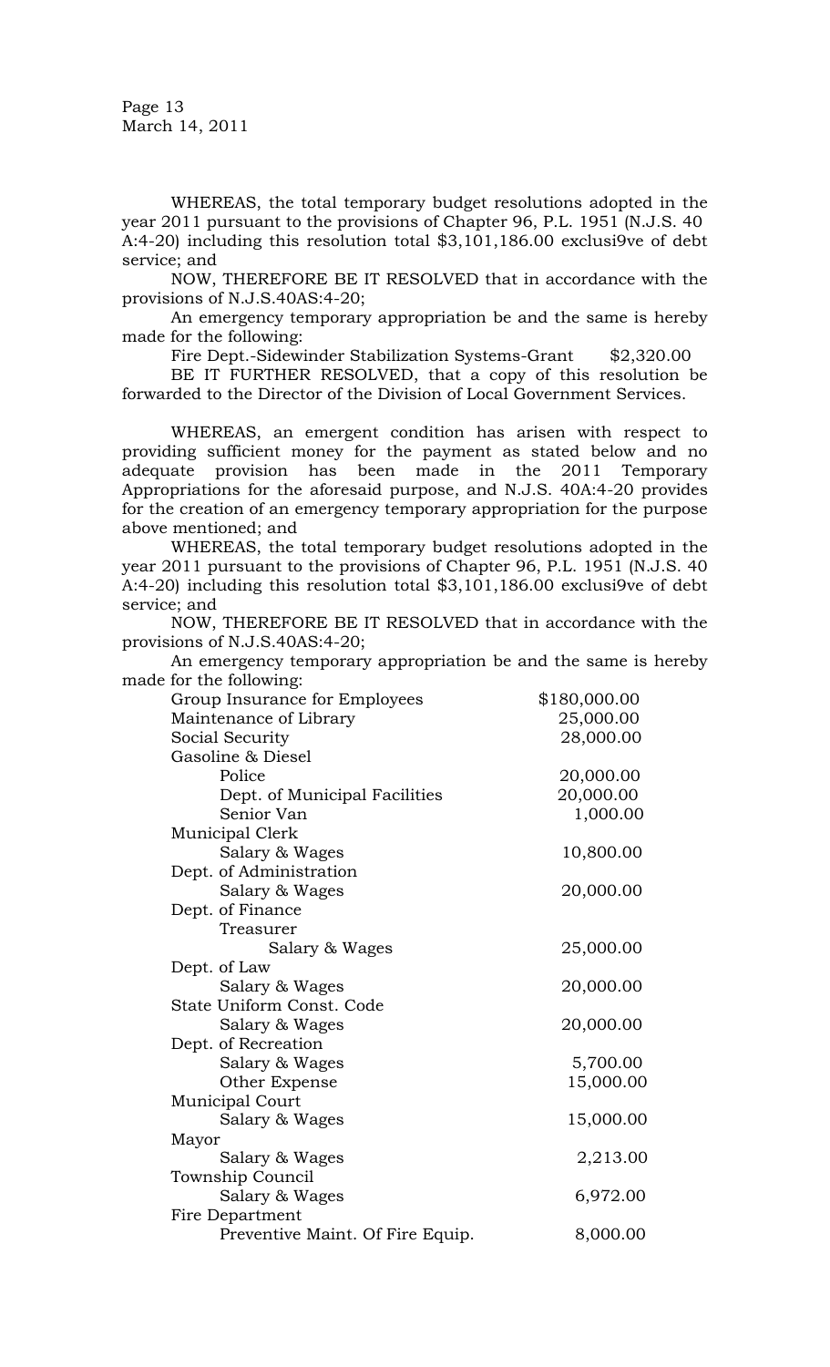WHEREAS, the total temporary budget resolutions adopted in the year 2011 pursuant to the provisions of Chapter 96, P.L. 1951 (N.J.S. 40 A:4-20) including this resolution total $3,101,186.00 exclusi9ve of debt service; and

NOW, THEREFORE BE IT RESOLVED that in accordance with the provisions of N.J.S.40AS:4-20;

An emergency temporary appropriation be and the same is hereby made for the following:

Fire Dept.-Sidewinder Stabilization Systems-Grant $2,320.00

BE IT FURTHER RESOLVED, that a copy of this resolution be forwarded to the Director of the Division of Local Government Services.

WHEREAS, an emergent condition has arisen with respect to providing sufficient money for the payment as stated below and no adequate provision has been made in the 2011 Temporary Appropriations for the aforesaid purpose, and N.J.S. 40A:4-20 provides for the creation of an emergency temporary appropriation for the purpose above mentioned; and

WHEREAS, the total temporary budget resolutions adopted in the year 2011 pursuant to the provisions of Chapter 96, P.L. 1951 (N.J.S. 40 A:4-20) including this resolution total $3,101,186.00 exclusi9ve of debt service; and

NOW, THEREFORE BE IT RESOLVED that in accordance with the provisions of N.J.S.40AS:4-20;

An emergency temporary appropriation be and the same is hereby made for the following:

| | |
|---|---|
| Group Insurance for Employees | $180,000.00 |
| Maintenance of Library | 25,000.00 |
| Social Security | 28,000.00 |
| Gasoline & Diesel | |
| Police | 20,000.00 |
| Dept. of Municipal Facilities | 20,000.00 |
| Senior Van | 1,000.00 |
| Municipal Clerk | |
| Salary & Wages | 10,800.00 |
| Dept. of Administration | |
| Salary & Wages | 20,000.00 |
| Dept. of Finance | |
| Treasurer | |
| Salary & Wages | 25,000.00 |
| Dept. of Law | |
| Salary & Wages | 20,000.00 |
| State Uniform Const. Code | |
| Salary & Wages | 20,000.00 |
| Dept. of Recreation | |
| Salary & Wages | 5,700.00 |
| Other Expense | 15,000.00 |
| Municipal Court | |
| Salary & Wages | 15,000.00 |
| Mayor | |
| Salary & Wages | 2,213.00 |
| Township Council | |
| Salary & Wages | 6,972.00 |
| Fire Department | |
| Preventive Maint. Of Fire Equip. | 8,000.00 |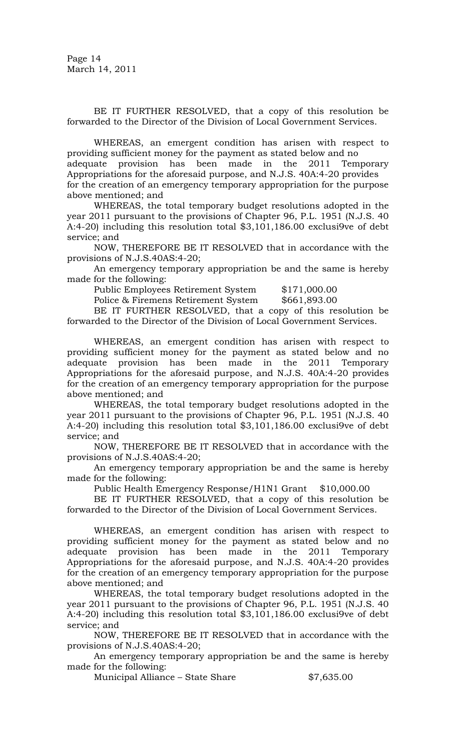BE IT FURTHER RESOLVED, that a copy of this resolution be forwarded to the Director of the Division of Local Government Services.

WHEREAS, an emergent condition has arisen with respect to providing sufficient money for the payment as stated below and no adequate provision has been made in the 2011 Temporary Appropriations for the aforesaid purpose, and N.J.S. 40A:4-20 provides for the creation of an emergency temporary appropriation for the purpose above mentioned; and

WHEREAS, the total temporary budget resolutions adopted in the year 2011 pursuant to the provisions of Chapter 96, P.L. 1951 (N.J.S. 40 A:4-20) including this resolution total $3,101,186.00 exclusi9ve of debt service; and

NOW, THEREFORE BE IT RESOLVED that in accordance with the provisions of N.J.S.40AS:4-20;

An emergency temporary appropriation be and the same is hereby made for the following:

Public Employees Retirement System $171,000.00
Police & Firemens Retirement System $661,893.00

BE IT FURTHER RESOLVED, that a copy of this resolution be forwarded to the Director of the Division of Local Government Services.

WHEREAS, an emergent condition has arisen with respect to providing sufficient money for the payment as stated below and no adequate provision has been made in the 2011 Temporary Appropriations for the aforesaid purpose, and N.J.S. 40A:4-20 provides for the creation of an emergency temporary appropriation for the purpose above mentioned; and

WHEREAS, the total temporary budget resolutions adopted in the year 2011 pursuant to the provisions of Chapter 96, P.L. 1951 (N.J.S. 40 A:4-20) including this resolution total $3,101,186.00 exclusi9ve of debt service; and

NOW, THEREFORE BE IT RESOLVED that in accordance with the provisions of N.J.S.40AS:4-20;

An emergency temporary appropriation be and the same is hereby made for the following:

Public Health Emergency Response/H1N1 Grant $10,000.00

BE IT FURTHER RESOLVED, that a copy of this resolution be forwarded to the Director of the Division of Local Government Services.

WHEREAS, an emergent condition has arisen with respect to providing sufficient money for the payment as stated below and no adequate provision has been made in the 2011 Temporary Appropriations for the aforesaid purpose, and N.J.S. 40A:4-20 provides for the creation of an emergency temporary appropriation for the purpose above mentioned; and

WHEREAS, the total temporary budget resolutions adopted in the year 2011 pursuant to the provisions of Chapter 96, P.L. 1951 (N.J.S. 40 A:4-20) including this resolution total $3,101,186.00 exclusi9ve of debt service; and

NOW, THEREFORE BE IT RESOLVED that in accordance with the provisions of N.J.S.40AS:4-20;

An emergency temporary appropriation be and the same is hereby made for the following:

Municipal Alliance – State Share $7,635.00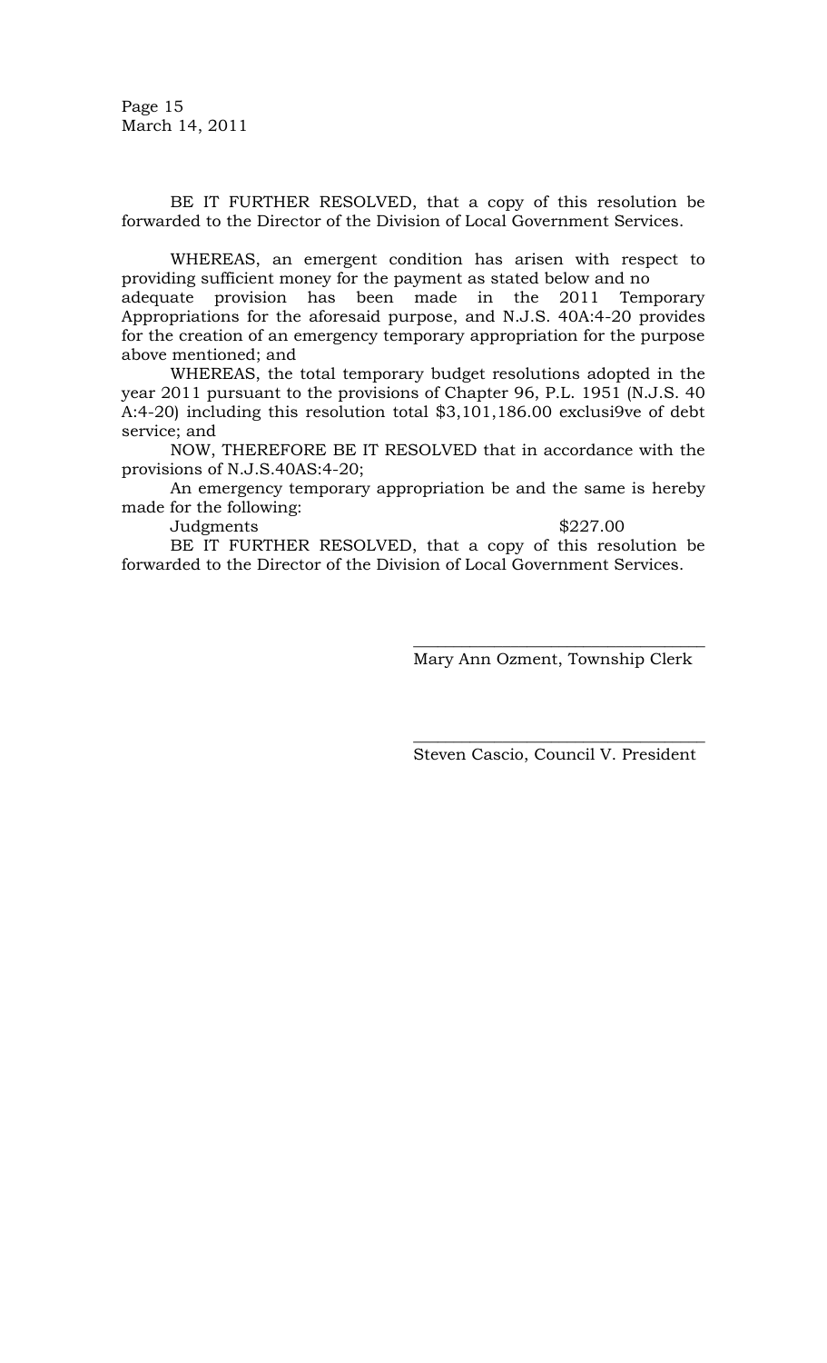BE IT FURTHER RESOLVED, that a copy of this resolution be forwarded to the Director of the Division of Local Government Services.

WHEREAS, an emergent condition has arisen with respect to providing sufficient money for the payment as stated below and no adequate provision has been made in the 2011 Temporary Appropriations for the aforesaid purpose, and N.J.S. 40A:4-20 provides for the creation of an emergency temporary appropriation for the purpose above mentioned; and

WHEREAS, the total temporary budget resolutions adopted in the year 2011 pursuant to the provisions of Chapter 96, P.L. 1951 (N.J.S. 40 A:4-20) including this resolution total $3,101,186.00 exclusi9ve of debt service; and

NOW, THEREFORE BE IT RESOLVED that in accordance with the provisions of N.J.S.40AS:4-20;

An emergency temporary appropriation be and the same is hereby made for the following:

Judgments $227.00

BE IT FURTHER RESOLVED, that a copy of this resolution be forwarded to the Director of the Division of Local Government Services.

\_\_\_\_\_\_\_\_\_\_\_\_\_\_\_\_\_\_\_\_\_\_\_\_\_\_\_\_\_\_\_\_\_\_

Mary Ann Ozment, Township Clerk

\_\_\_\_\_\_\_\_\_\_\_\_\_\_\_\_\_\_\_\_\_\_\_\_\_\_\_\_\_\_\_\_\_\_

Steven Cascio, Council V. President